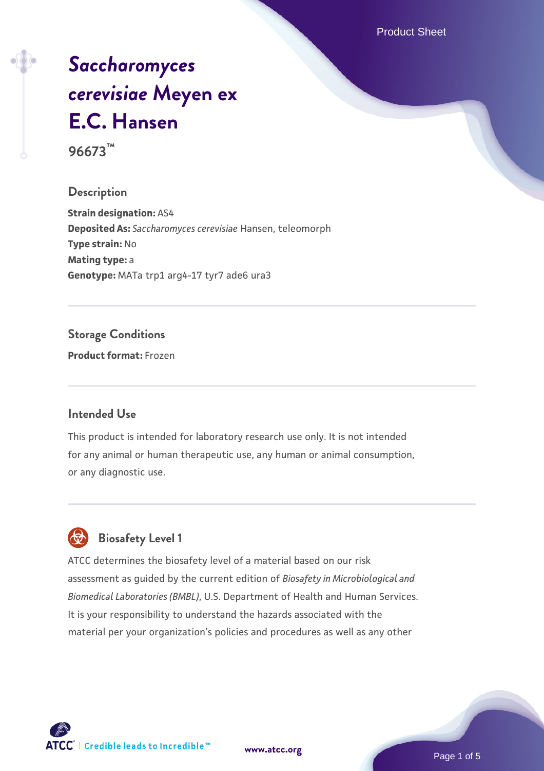# *Saccharomyces cerevisiae* Meyen ex E.C. Hansen

96673™

## Description

**Strain designation:** AS4

**Deposited As:** *Saccharomyces cerevisiae* Hansen, teleomorph

**Type strain:** No

**Mating type:** a

**Genotype:** MATa trp1 arg4-17 tyr7 ade6 ura3

## Storage Conditions

**Product format:** Frozen

## Intended Use

This product is intended for laboratory research use only. It is not intended for any animal or human therapeutic use, any human or animal consumption, or any diagnostic use.

## Biosafety Level 1

ATCC determines the biosafety level of a material based on our risk assessment as guided by the current edition of *Biosafety in Microbiological and Biomedical Laboratories (BMBL)*, U.S. Department of Health and Human Services. It is your responsibility to understand the hazards associated with the material per your organization's policies and procedures as well as any other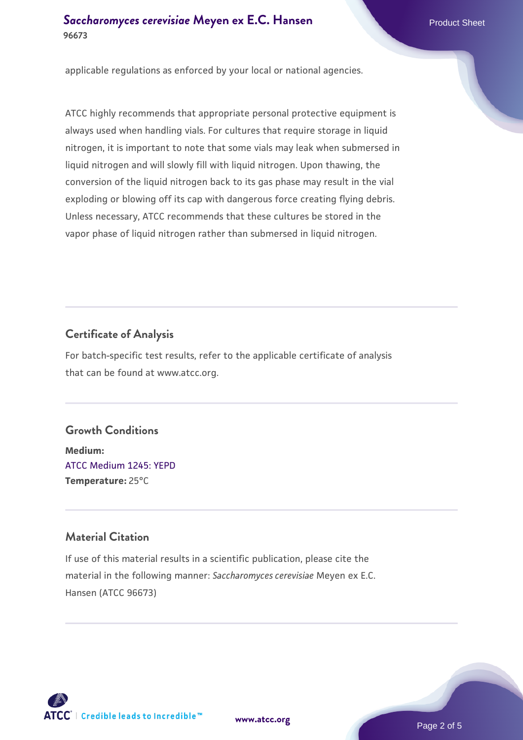applicable regulations as enforced by your local or national agencies.

ATCC highly recommends that appropriate personal protective equipment is always used when handling vials. For cultures that require storage in liquid nitrogen, it is important to note that some vials may leak when submersed in liquid nitrogen and will slowly fill with liquid nitrogen. Upon thawing, the conversion of the liquid nitrogen back to its gas phase may result in the vial exploding or blowing off its cap with dangerous force creating flying debris. Unless necessary, ATCC recommends that these cultures be stored in the vapor phase of liquid nitrogen rather than submersed in liquid nitrogen.

## Certificate of Analysis

For batch-specific test results, refer to the applicable certificate of analysis that can be found at www.atcc.org.

## Growth Conditions

**Medium:**
ATCC Medium 1245: YEPD
**Temperature:** 25°C

## Material Citation

If use of this material results in a scientific publication, please cite the material in the following manner: *Saccharomyces cerevisiae* Meyen ex E.C. Hansen (ATCC 96673)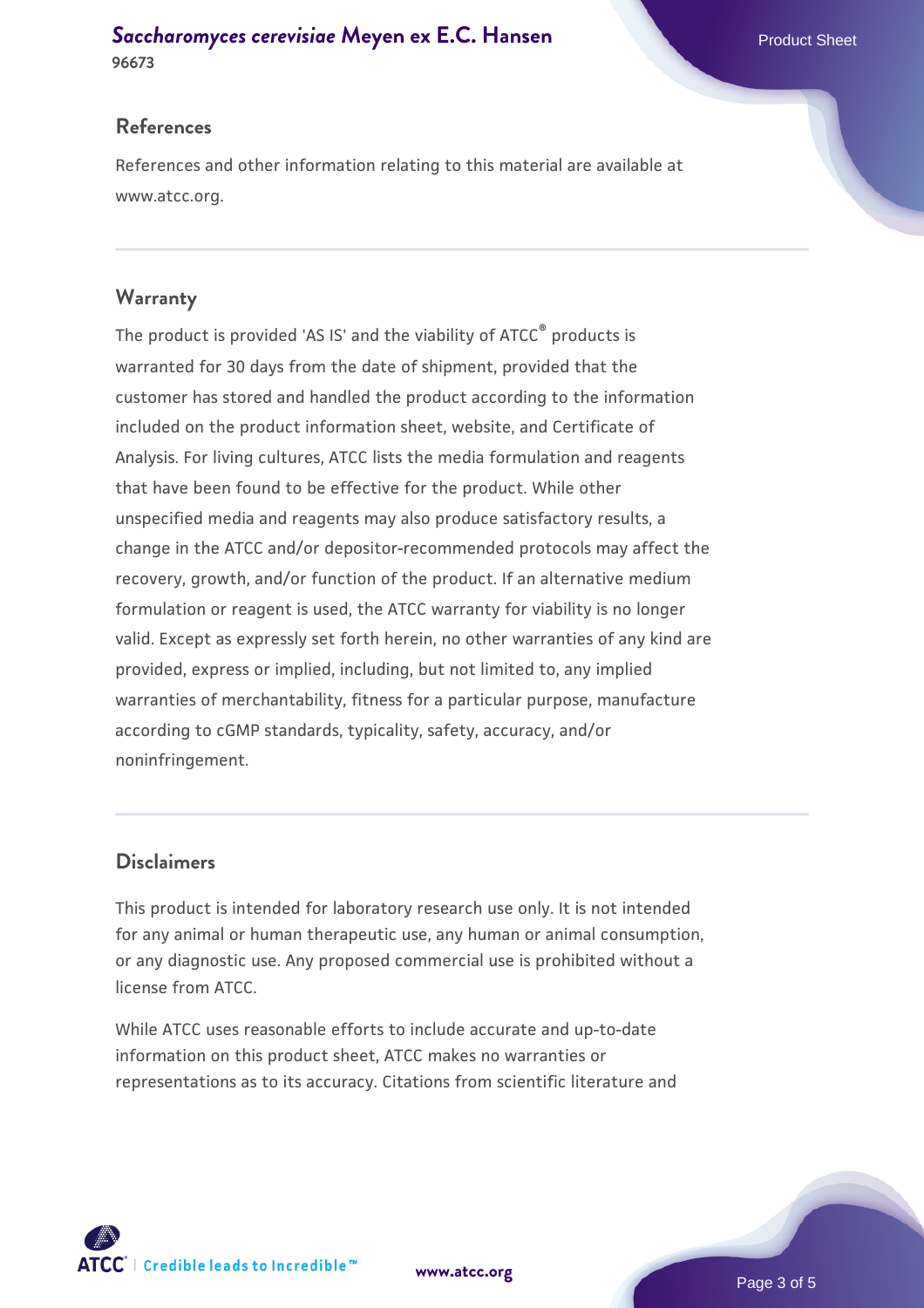## References

References and other information relating to this material are available at www.atcc.org.

## Warranty

The product is provided 'AS IS' and the viability of ATCC® products is warranted for 30 days from the date of shipment, provided that the customer has stored and handled the product according to the information included on the product information sheet, website, and Certificate of Analysis. For living cultures, ATCC lists the media formulation and reagents that have been found to be effective for the product. While other unspecified media and reagents may also produce satisfactory results, a change in the ATCC and/or depositor-recommended protocols may affect the recovery, growth, and/or function of the product. If an alternative medium formulation or reagent is used, the ATCC warranty for viability is no longer valid. Except as expressly set forth herein, no other warranties of any kind are provided, express or implied, including, but not limited to, any implied warranties of merchantability, fitness for a particular purpose, manufacture according to cGMP standards, typicality, safety, accuracy, and/or noninfringement.

## Disclaimers

This product is intended for laboratory research use only. It is not intended for any animal or human therapeutic use, any human or animal consumption, or any diagnostic use. Any proposed commercial use is prohibited without a license from ATCC.

While ATCC uses reasonable efforts to include accurate and up-to-date information on this product sheet, ATCC makes no warranties or representations as to its accuracy. Citations from scientific literature and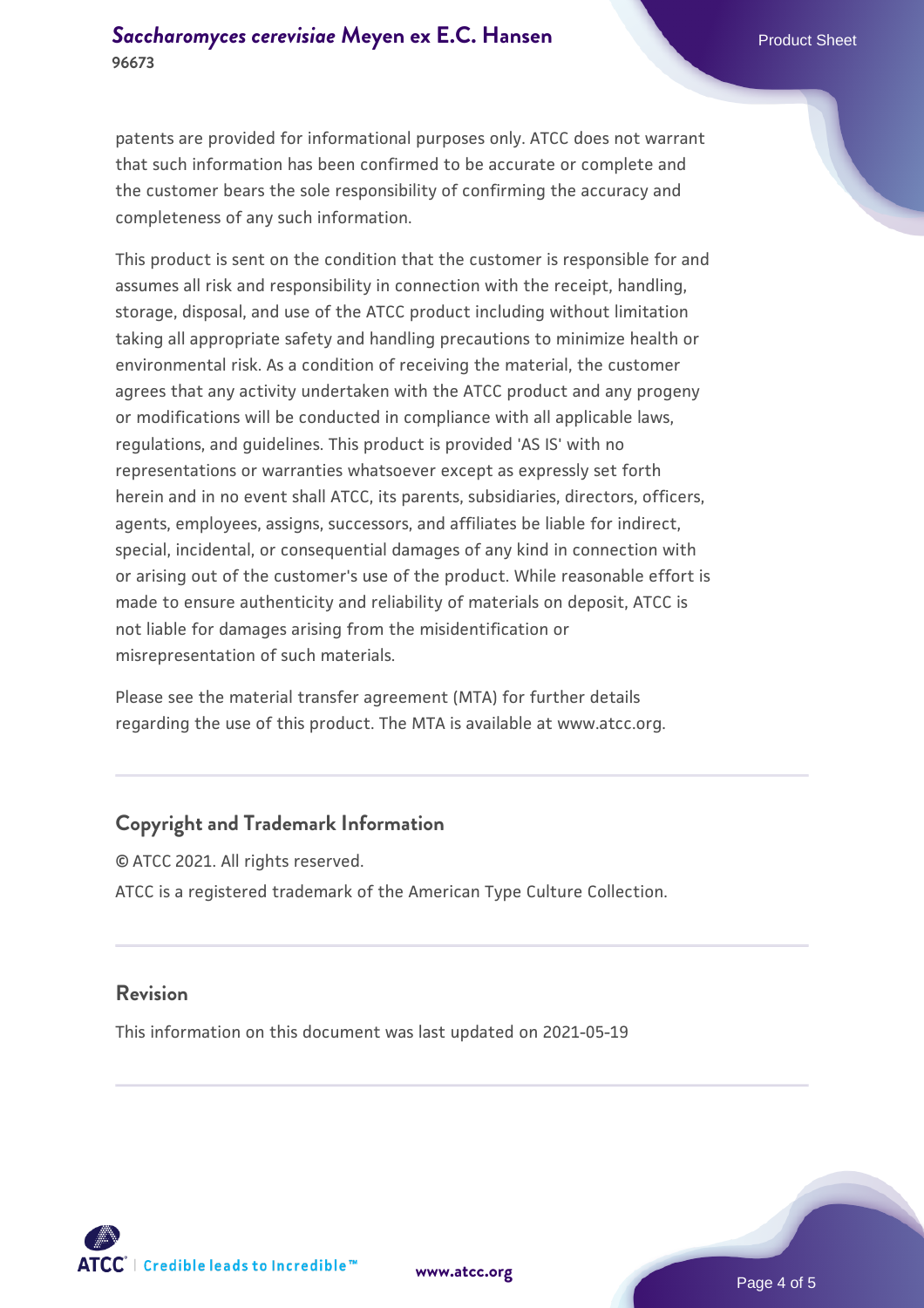patents are provided for informational purposes only. ATCC does not warrant that such information has been confirmed to be accurate or complete and the customer bears the sole responsibility of confirming the accuracy and completeness of any such information.

This product is sent on the condition that the customer is responsible for and assumes all risk and responsibility in connection with the receipt, handling, storage, disposal, and use of the ATCC product including without limitation taking all appropriate safety and handling precautions to minimize health or environmental risk. As a condition of receiving the material, the customer agrees that any activity undertaken with the ATCC product and any progeny or modifications will be conducted in compliance with all applicable laws, regulations, and guidelines. This product is provided 'AS IS' with no representations or warranties whatsoever except as expressly set forth herein and in no event shall ATCC, its parents, subsidiaries, directors, officers, agents, employees, assigns, successors, and affiliates be liable for indirect, special, incidental, or consequential damages of any kind in connection with or arising out of the customer's use of the product. While reasonable effort is made to ensure authenticity and reliability of materials on deposit, ATCC is not liable for damages arising from the misidentification or misrepresentation of such materials.

Please see the material transfer agreement (MTA) for further details regarding the use of this product. The MTA is available at www.atcc.org.

## Copyright and Trademark Information

© ATCC 2021. All rights reserved.

ATCC is a registered trademark of the American Type Culture Collection.

## Revision

This information on this document was last updated on 2021-05-19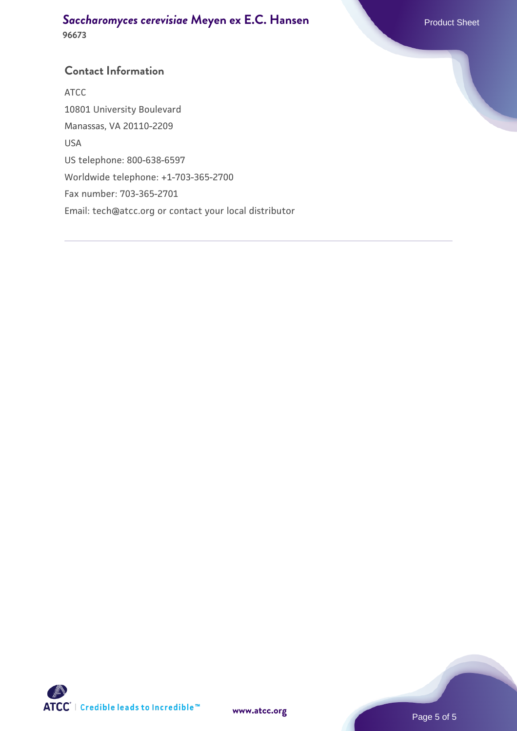## Contact Information

ATCC

10801 University Boulevard

Manassas, VA 20110-2209

USA

US telephone: 800-638-6597

Worldwide telephone: +1-703-365-2700

Fax number: 703-365-2701

Email: tech@atcc.org or contact your local distributor